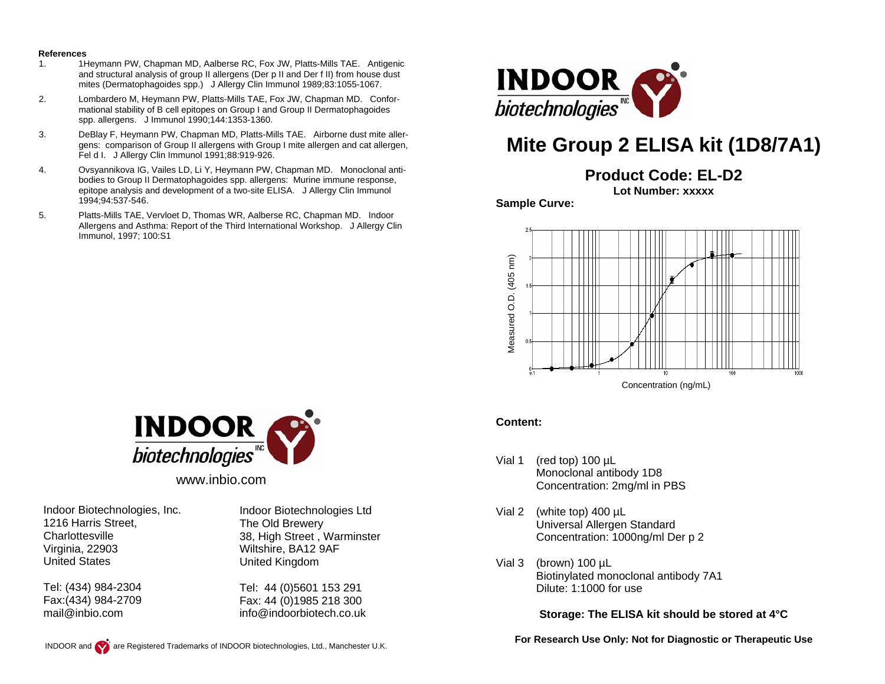**References**

1. 1Heymann PW, Chapman MD, Aalberse RC, Fox JW, Platts-Mills TAE. Antigenic and structural analysis of group II allergens (Der p II and Der f II) from house dust mites (Dermatophagoides spp.) J Allergy Clin Immunol 1989;83:1055-1067.
2. Lombardero M, Heymann PW, Platts-Mills TAE, Fox JW, Chapman MD. Conformational stability of B cell epitopes on Group I and Group II Dermatophagoides spp. allergens. J Immunol 1990;144:1353-1360.
3. DeBlay F, Heymann PW, Chapman MD, Platts-Mills TAE. Airborne dust mite allergens: comparison of Group II allergens with Group I mite allergen and cat allergen, Fel d I. J Allergy Clin Immunol 1991;88:919-926.
4. Ovsyannikova IG, Vailes LD, Li Y, Heymann PW, Chapman MD. Monoclonal antibodies to Group II Dermatophagoides spp. allergens: Murine immune response, epitope analysis and development of a two-site ELISA. J Allergy Clin Immunol 1994;94:537-546.
5. Platts-Mills TAE, Vervloet D, Thomas WR, Aalberse RC, Chapman MD. Indoor Allergens and Asthma: Report of the Third International Workshop. J Allergy Clin Immunol, 1997; 100:S1

INDOOR biotechnologies INC

www.inbio.com

Indoor Biotechnologies, Inc.
1216 Harris Street,
Charlottesville
Virginia, 22903
United States

Tel: (434) 984-2304
Fax:(434) 984-2709
mail@inbio.com

Indoor Biotechnologies Ltd
The Old Brewery
38, High Street , Warminster
Wiltshire, BA12 9AF
United Kingdom

Tel: 44 (0)5601 153 291
Fax: 44 (0)1985 218 300
info@indoorbiotech.co.uk

INDOOR and are Registered Trademarks of INDOOR biotechnologies, Ltd., Manchester U.K.

INDOOR biotechnologies INC

# Mite Group 2 ELISA kit (1D8/7A1)

## Product Code: EL-D2

**Lot Number: xxxxx**

**Sample Curve:**

Measured O.D. (405 nm) vs. Concentration (ng/mL)

**Content:**

Vial 1 (red top) 100 µL
Monoclonal antibody 1D8
Concentration: 2mg/ml in PBS

Vial 2 (white top) 400 µL
Universal Allergen Standard
Concentration: 1000ng/ml Der p 2

Vial 3 (brown) 100 µL
Biotinylated monoclonal antibody 7A1
Dilute: 1:1000 for use

**Storage: The ELISA kit should be stored at 4°C**

**For Research Use Only: Not for Diagnostic or Therapeutic Use**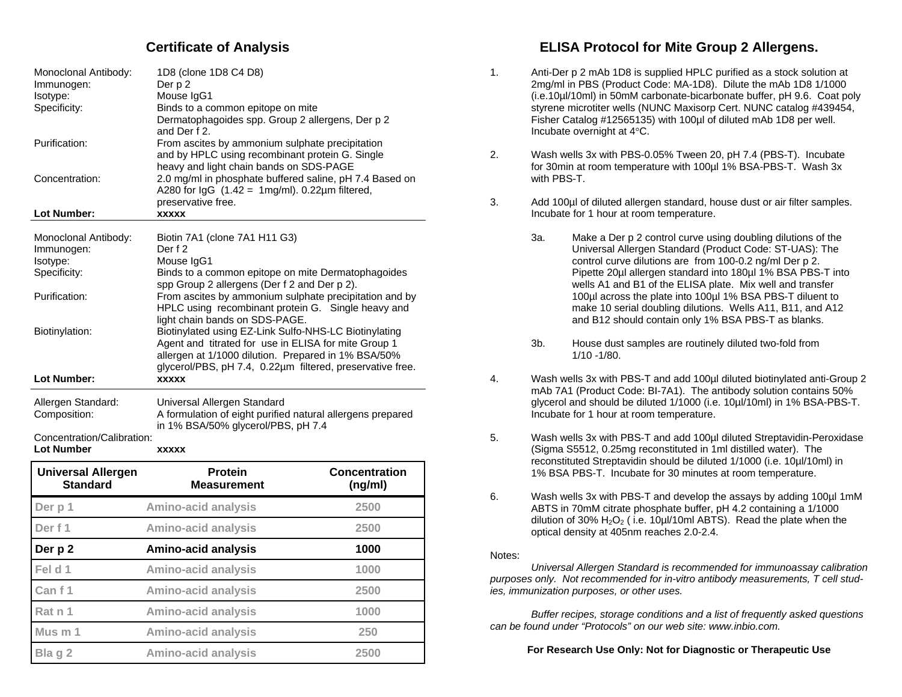## Certificate of Analysis

Monoclonal Antibody: 1D8 (clone 1D8 C4 D8)
Immunogen: Der p 2
Isotype: Mouse IgG1
Specificity: Binds to a common epitope on mite Dermatophagoides spp. Group 2 allergens, Der p 2 and Der f 2.
Purification: From ascites by ammonium sulphate precipitation and by HPLC using recombinant protein G. Single heavy and light chain bands on SDS-PAGE
Concentration: 2.0 mg/ml in phosphate buffered saline, pH 7.4 Based on A280 for IgG (1.42 = 1mg/ml). 0.22µm filtered, preservative free.
**Lot Number: xxxxx**

Monoclonal Antibody: Biotin 7A1 (clone 7A1 H11 G3)
Immunogen: Der f 2
Isotype: Mouse IgG1
Specificity: Binds to a common epitope on mite Dermatophagoides spp Group 2 allergens (Der f 2 and Der p 2).
Purification: From ascites by ammonium sulphate precipitation and by HPLC using recombinant protein G. Single heavy and light chain bands on SDS-PAGE.
Biotinylation: Biotinylated using EZ-Link Sulfo-NHS-LC Biotinylating Agent and titrated for use in ELISA for mite Group 1 allergen at 1/1000 dilution. Prepared in 1% BSA/50% glycerol/PBS, pH 7.4, 0.22µm filtered, preservative free.
**Lot Number: xxxxx**

Allergen Standard: Universal Allergen Standard
Composition: A formulation of eight purified natural allergens prepared in 1% BSA/50% glycerol/PBS, pH 7.4
Concentration/Calibration:
**Lot Number xxxxx**

| Universal Allergen Standard | Protein Measurement | Concentration (ng/ml) |
|---|---|---|
| Der p 1 | Amino-acid analysis | 2500 |
| Der f 1 | Amino-acid analysis | 2500 |
| **Der p 2** | **Amino-acid analysis** | **1000** |
| Fel d 1 | Amino-acid analysis | 1000 |
| Can f 1 | Amino-acid analysis | 2500 |
| Rat n 1 | Amino-acid analysis | 1000 |
| Mus m 1 | Amino-acid analysis | 250 |
| Bla g 2 | Amino-acid analysis | 2500 |

## ELISA Protocol for Mite Group 2 Allergens.

1. Anti-Der p 2 mAb 1D8 is supplied HPLC purified as a stock solution at 2mg/ml in PBS (Product Code: MA-1D8). Dilute the mAb 1D8 1/1000 (i.e.10µl/10ml) in 50mM carbonate-bicarbonate buffer, pH 9.6. Coat poly styrene microtiter wells (NUNC Maxisorp Cert. NUNC catalog #439454, Fisher Catalog #12565135) with 100µl of diluted mAb 1D8 per well. Incubate overnight at 4°C.

2. Wash wells 3x with PBS-0.05% Tween 20, pH 7.4 (PBS-T). Incubate for 30min at room temperature with 100µl 1% BSA-PBS-T. Wash 3x with PBS-T.

3. Add 100µl of diluted allergen standard, house dust or air filter samples. Incubate for 1 hour at room temperature.

   3a. Make a Der p 2 control curve using doubling dilutions of the Universal Allergen Standard (Product Code: ST-UAS): The control curve dilutions are from 100-0.2 ng/ml Der p 2. Pipette 20µl allergen standard into 180µl 1% BSA PBS-T into wells A1 and B1 of the ELISA plate. Mix well and transfer 100µl across the plate into 100µl 1% BSA PBS-T diluent to make 10 serial doubling dilutions. Wells A11, B11, and A12 and B12 should contain only 1% BSA PBS-T as blanks.

   3b. House dust samples are routinely diluted two-fold from 1/10 -1/80.

4. Wash wells 3x with PBS-T and add 100µl diluted biotinylated anti-Group 2 mAb 7A1 (Product Code: BI-7A1). The antibody solution contains 50% glycerol and should be diluted 1/1000 (i.e. 10µl/10ml) in 1% BSA-PBS-T. Incubate for 1 hour at room temperature.

5. Wash wells 3x with PBS-T and add 100µl diluted Streptavidin-Peroxidase (Sigma S5512, 0.25mg reconstituted in 1ml distilled water). The reconstituted Streptavidin should be diluted 1/1000 (i.e. 10µl/10ml) in 1% BSA PBS-T. Incubate for 30 minutes at room temperature.

6. Wash wells 3x with PBS-T and develop the assays by adding 100µl 1mM ABTS in 70mM citrate phosphate buffer, pH 4.2 containing a 1/1000 dilution of 30% $H_2O_2$ ( i.e. 10µl/10ml ABTS). Read the plate when the optical density at 405nm reaches 2.0-2.4.

Notes:

*Universal Allergen Standard is recommended for immunoassay calibration purposes only. Not recommended for in-vitro antibody measurements, T cell studies, immunization purposes, or other uses.*

*Buffer recipes, storage conditions and a list of frequently asked questions can be found under "Protocols" on our web site: www.inbio.com.*

**For Research Use Only: Not for Diagnostic or Therapeutic Use**